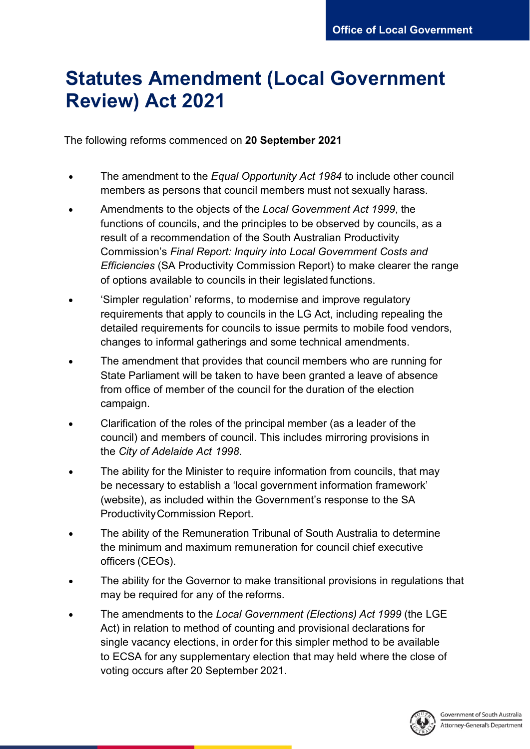# Statutes Amendment (Local Government Review) Act 2021

The following reforms commenced on **20 September 2021**

- The amendment to the *Equal Opportunity Act 1984* to include other council members as persons that council members must not sexually harass.
- Amendments to the objects of the *Local Government Act 1999*, the functions of councils, and the principles to be observed by councils, as a result of a recommendation of the South Australian Productivity Commission's *Final Report: Inquiry into Local Government Costs and Efficiencies* (SA Productivity Commission Report) to make clearer the range of options available to councils in their legislated functions.
- 'Simpler regulation' reforms, to modernise and improve regulatory requirements that apply to councils in the LG Act, including repealing the detailed requirements for councils to issue permits to mobile food vendors, changes to informal gatherings and some technical amendments.
- The amendment that provides that council members who are running for State Parliament will be taken to have been granted a leave of absence from office of member of the council for the duration of the election campaign.
- Clarification of the roles of the principal member (as a leader of the council) and members of council. This includes mirroring provisions in the *City of Adelaide Act 1998*.
- The ability for the Minister to require information from councils, that may be necessary to establish a 'local government information framework' (website), as included within the Government's response to the SA Productivity Commission Report.
- The ability of the Remuneration Tribunal of South Australia to determine the minimum and maximum remuneration for council chief executive officers (CEOs).
- The ability for the Governor to make transitional provisions in regulations that may be required for any of the reforms.
- The amendments to the *Local Government (Elections) Act 1999* (the LGE Act) in relation to method of counting and provisional declarations for single vacancy elections, in order for this simpler method to be available to ECSA for any supplementary election that may held where the close of voting occurs after 20 September 2021.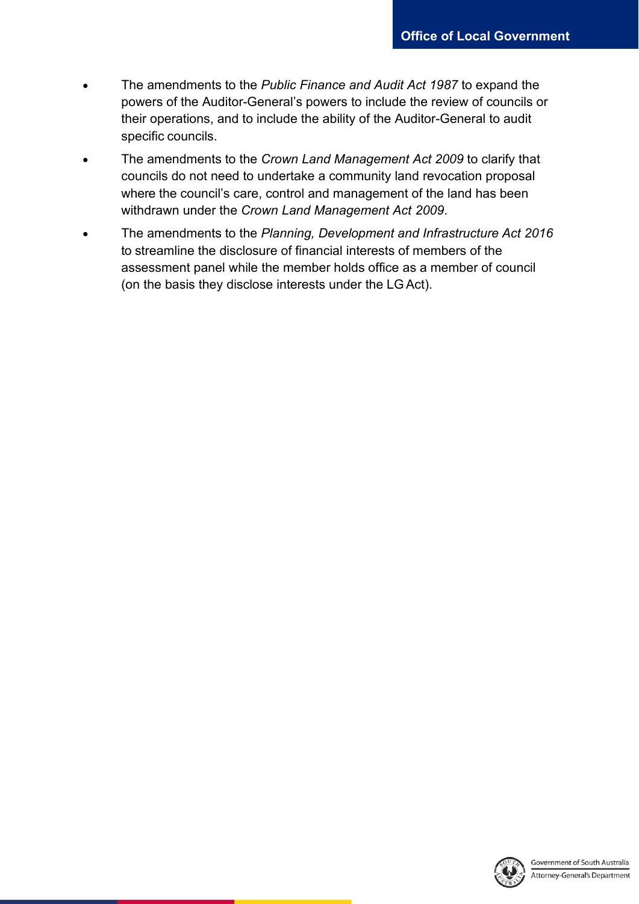- The amendments to the *Public Finance and Audit Act 1987* to expand the powers of the Auditor-General's powers to include the review of councils or their operations, and to include the ability of the Auditor-General to audit specific councils.
- The amendments to the *Crown Land Management Act 2009* to clarify that councils do not need to undertake a community land revocation proposal where the council's care, control and management of the land has been withdrawn under the *Crown Land Management Act 2009*.
- The amendments to the *Planning, Development and Infrastructure Act 2016* to streamline the disclosure of financial interests of members of the assessment panel while the member holds office as a member of council (on the basis they disclose interests under the LG Act).